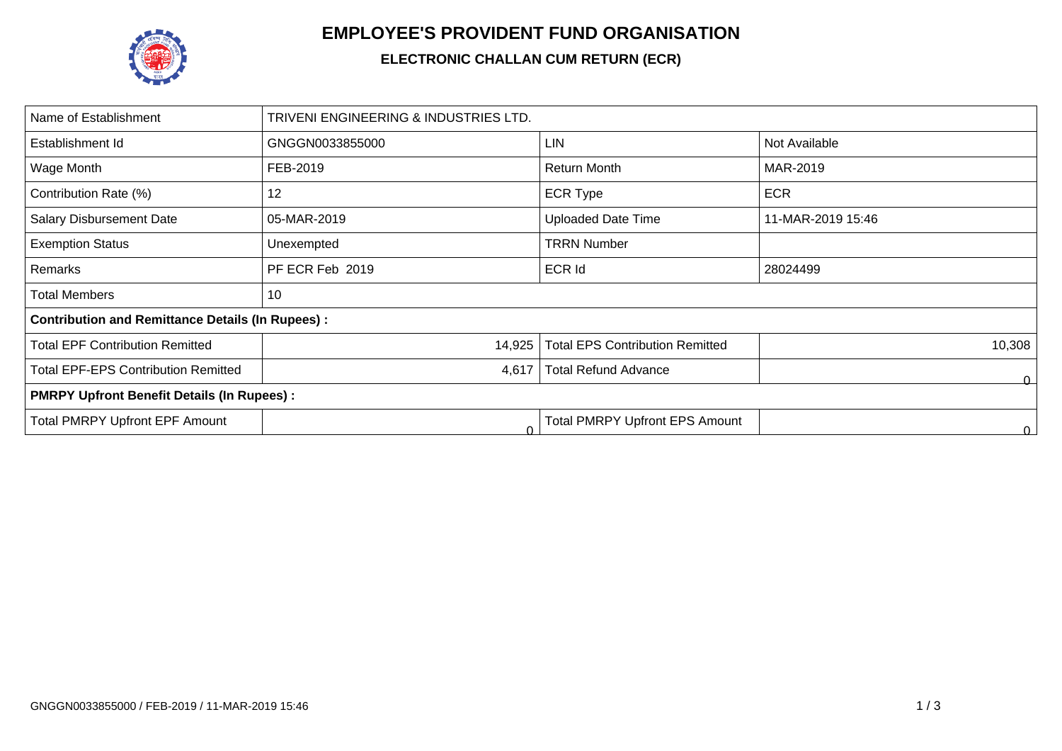# EMPLOYEE'S PROVIDENT FUND ORGANISATION

## ELECTRONIC CHALLAN CUM RETURN (ECR)

| Name of Establishment | TRIVENI ENGINEERING & INDUSTRIES LTD. | | |
|---|---|---|---|
| Establishment Id | GNGGN0033855000 | LIN | Not Available |
| Wage Month | FEB-2019 | Return Month | MAR-2019 |
| Contribution Rate (%) | 12 | ECR Type | ECR |
| Salary Disbursement Date | 05-MAR-2019 | Uploaded Date Time | 11-MAR-2019 15:46 |
| Exemption Status | Unexempted | TRRN Number | |
| Remarks | PF ECR Feb 2019 | ECR Id | 28024499 |
| Total Members | 10 | | |
| **Contribution and Remittance Details (In Rupees) :** | | | |
| Total EPF Contribution Remitted | 14,925 | Total EPS Contribution Remitted | 10,308 |
| Total EPF-EPS Contribution Remitted | 4,617 | Total Refund Advance | 0 |
| **PMRPY Upfront Benefit Details (In Rupees) :** | | | |
| Total PMRPY Upfront EPF Amount | 0 | Total PMRPY Upfront EPS Amount | 0 |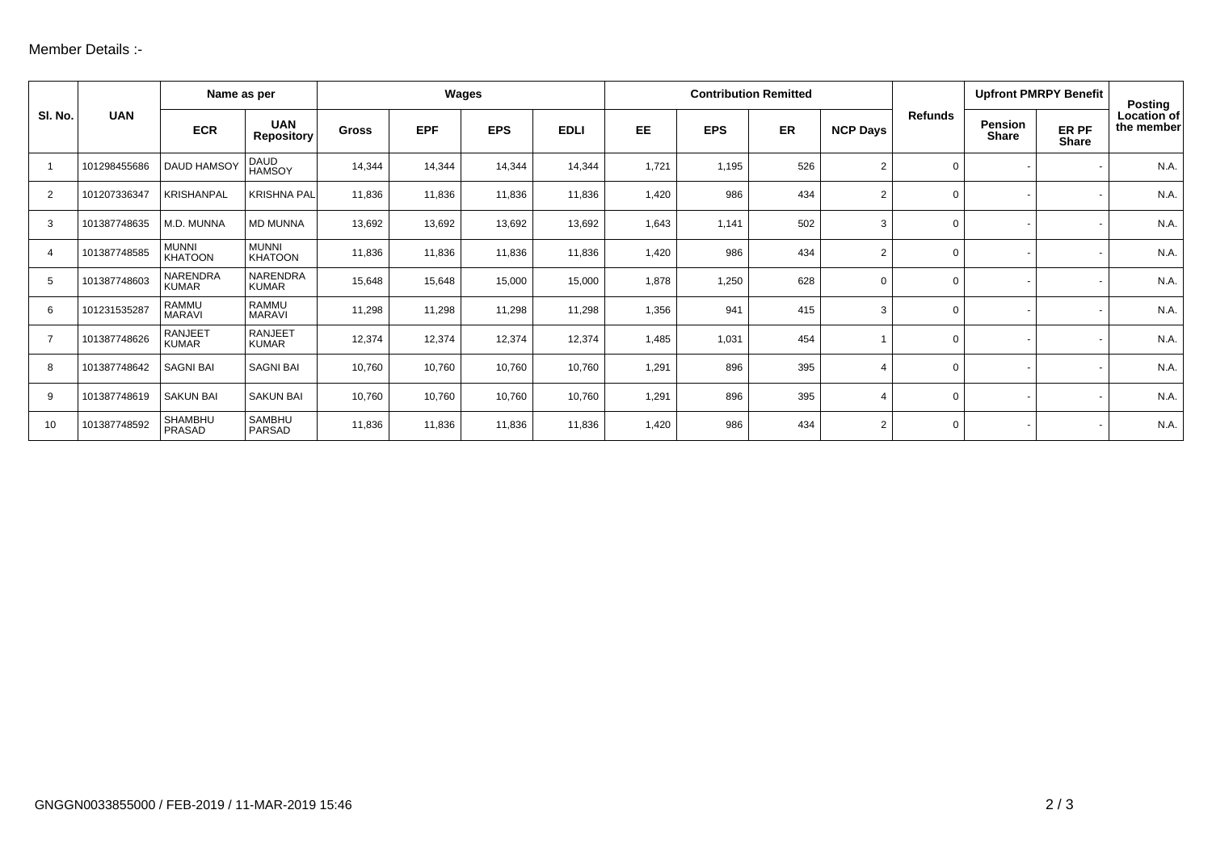Member Details :-

| Sl. No. | UAN | Name as per | | Wages | | | | Contribution Remitted | | | | Refunds | Upfront PMRPY Benefit | | Posting Location of the member |
|---|---|---|---|---|---|---|---|---|---|---|---|---|---|---|---|
| | | ECR | UAN Repository | Gross | EPF | EPS | EDLI | EE | EPS | ER | NCP Days | | Pension Share | ER PF Share | |
| 1 | 101298455686 | DAUD HAMSOY | DAUD HAMSOY | 14,344 | 14,344 | 14,344 | 14,344 | 1,721 | 1,195 | 526 | 2 | 0 | - | - | N.A. |
| 2 | 101207336347 | KRISHANPAL | KRISHNA PAL | 11,836 | 11,836 | 11,836 | 11,836 | 1,420 | 986 | 434 | 2 | 0 | - | - | N.A. |
| 3 | 101387748635 | M.D. MUNNA | MD MUNNA | 13,692 | 13,692 | 13,692 | 13,692 | 1,643 | 1,141 | 502 | 3 | 0 | - | - | N.A. |
| 4 | 101387748585 | MUNNI KHATOON | MUNNI KHATOON | 11,836 | 11,836 | 11,836 | 11,836 | 1,420 | 986 | 434 | 2 | 0 | - | - | N.A. |
| 5 | 101387748603 | NARENDRA KUMAR | NARENDRA KUMAR | 15,648 | 15,648 | 15,000 | 15,000 | 1,878 | 1,250 | 628 | 0 | 0 | - | - | N.A. |
| 6 | 101231535287 | RAMMU MARAVI | RAMMU MARAVI | 11,298 | 11,298 | 11,298 | 11,298 | 1,356 | 941 | 415 | 3 | 0 | - | - | N.A. |
| 7 | 101387748626 | RANJEET KUMAR | RANJEET KUMAR | 12,374 | 12,374 | 12,374 | 12,374 | 1,485 | 1,031 | 454 | 1 | 0 | - | - | N.A. |
| 8 | 101387748642 | SAGNI BAI | SAGNI BAI | 10,760 | 10,760 | 10,760 | 10,760 | 1,291 | 896 | 395 | 4 | 0 | - | - | N.A. |
| 9 | 101387748619 | SAKUN BAI | SAKUN BAI | 10,760 | 10,760 | 10,760 | 10,760 | 1,291 | 896 | 395 | 4 | 0 | - | - | N.A. |
| 10 | 101387748592 | SHAMBHU PRASAD | SAMBHU PARSAD | 11,836 | 11,836 | 11,836 | 11,836 | 1,420 | 986 | 434 | 2 | 0 | - | - | N.A. |

GNGGN0033855000 / FEB-2019 / 11-MAR-2019 15:46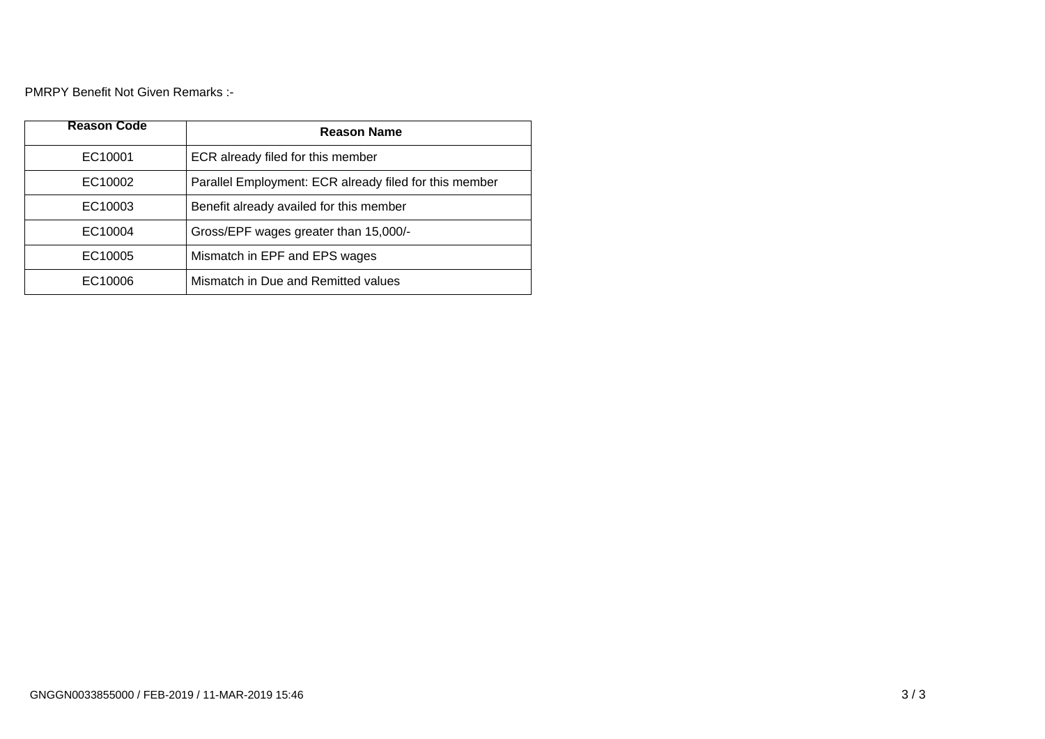PMRPY Benefit Not Given Remarks :-

| Reason Code | Reason Name |
|---|---|
| EC10001 | ECR already filed for this member |
| EC10002 | Parallel Employment: ECR already filed for this member |
| EC10003 | Benefit already availed for this member |
| EC10004 | Gross/EPF wages greater than 15,000/- |
| EC10005 | Mismatch in EPF and EPS wages |
| EC10006 | Mismatch in Due and Remitted values |